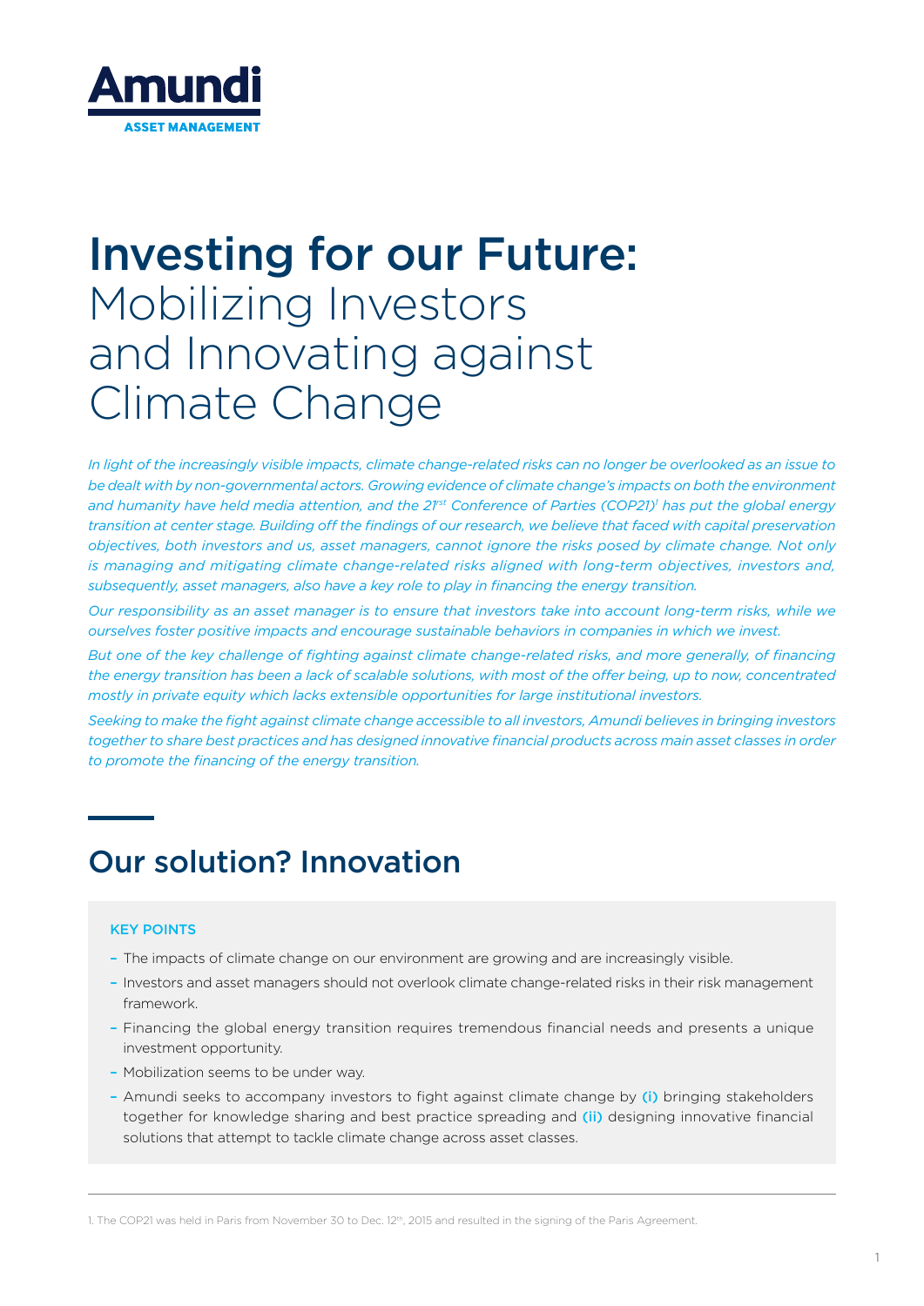Amundi
ASSET MANAGEMENT

# Investing for our Future: Mobilizing Investors and Innovating against Climate Change

*In light of the increasingly visible impacts, climate change-related risks can no longer be overlooked as an issue to be dealt with by non-governmental actors. Growing evidence of climate change's impacts on both the environment and humanity have held media attention, and the 21[rst] Conference of Parties (COP21)[1] has put the global energy transition at center stage. Building off the findings of our research, we believe that faced with capital preservation objectives, both investors and us, asset managers, cannot ignore the risks posed by climate change. Not only is managing and mitigating climate change-related risks aligned with long-term objectives, investors and, subsequently, asset managers, also have a key role to play in financing the energy transition.*

*Our responsibility as an asset manager is to ensure that investors take into account long-term risks, while we ourselves foster positive impacts and encourage sustainable behaviors in companies in which we invest.*

*But one of the key challenge of fighting against climate change-related risks, and more generally, of financing the energy transition has been a lack of scalable solutions, with most of the offer being, up to now, concentrated mostly in private equity which lacks extensible opportunities for large institutional investors.*

*Seeking to make the fight against climate change accessible to all investors, Amundi believes in bringing investors together to share best practices and has designed innovative financial products across main asset classes in order to promote the financing of the energy transition.*

## Our solution? Innovation

**KEY POINTS**

- The impacts of climate change on our environment are growing and are increasingly visible.
- Investors and asset managers should not overlook climate change-related risks in their risk management framework.
- Financing the global energy transition requires tremendous financial needs and presents a unique investment opportunity.
- Mobilization seems to be under way.
- Amundi seeks to accompany investors to fight against climate change by (i) bringing stakeholders together for knowledge sharing and best practice spreading and (ii) designing innovative financial solutions that attempt to tackle climate change across asset classes.

1. The COP21 was held in Paris from November 30 to Dec. 12[th], 2015 and resulted in the signing of the Paris Agreement.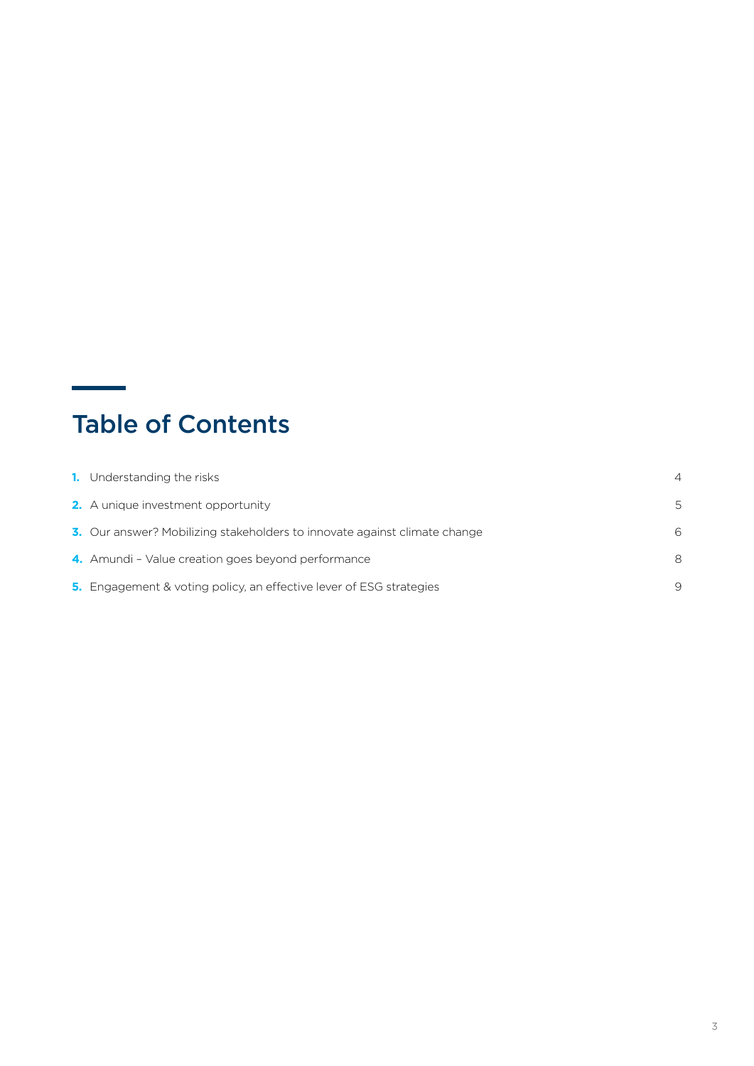## Table of Contents

| | | |
|---|---|---|
| **1.** | Understanding the risks | 4 |
| **2.** | A unique investment opportunity | 5 |
| **3.** | Our answer? Mobilizing stakeholders to innovate against climate change | 6 |
| **4.** | Amundi – Value creation goes beyond performance | 8 |
| **5.** | Engagement & voting policy, an effective lever of ESG strategies | 9 |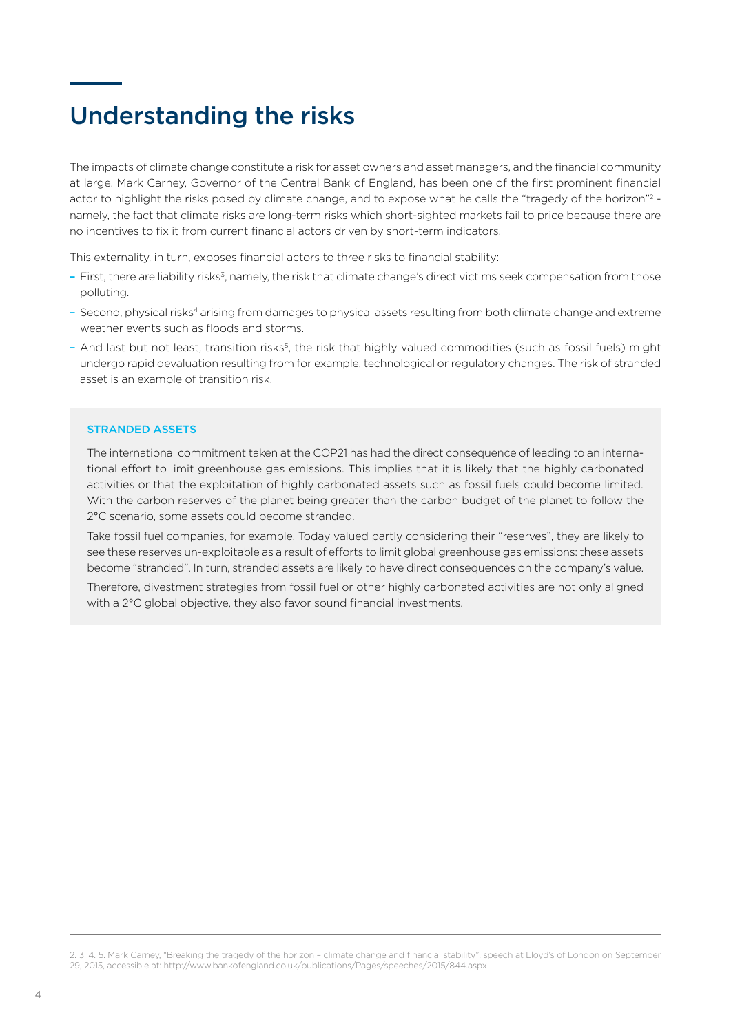# Understanding the risks

The impacts of climate change constitute a risk for asset owners and asset managers, and the financial community at large. Mark Carney, Governor of the Central Bank of England, has been one of the first prominent financial actor to highlight the risks posed by climate change, and to expose what he calls the "tragedy of the horizon"[2] - namely, the fact that climate risks are long-term risks which short-sighted markets fail to price because there are no incentives to fix it from current financial actors driven by short-term indicators.

This externality, in turn, exposes financial actors to three risks to financial stability:

- First, there are liability risks[3], namely, the risk that climate change's direct victims seek compensation from those polluting.
- Second, physical risks[4] arising from damages to physical assets resulting from both climate change and extreme weather events such as floods and storms.
- And last but not least, transition risks[5], the risk that highly valued commodities (such as fossil fuels) might undergo rapid devaluation resulting from for example, technological or regulatory changes. The risk of stranded asset is an example of transition risk.

### STRANDED ASSETS

The international commitment taken at the COP21 has had the direct consequence of leading to an international effort to limit greenhouse gas emissions. This implies that it is likely that the highly carbonated activities or that the exploitation of highly carbonated assets such as fossil fuels could become limited. With the carbon reserves of the planet being greater than the carbon budget of the planet to follow the 2°C scenario, some assets could become stranded.

Take fossil fuel companies, for example. Today valued partly considering their "reserves", they are likely to see these reserves un-exploitable as a result of efforts to limit global greenhouse gas emissions: these assets become "stranded". In turn, stranded assets are likely to have direct consequences on the company's value.

Therefore, divestment strategies from fossil fuel or other highly carbonated activities are not only aligned with a 2°C global objective, they also favor sound financial investments.

---

2. 3. 4. 5. Mark Carney, "Breaking the tragedy of the horizon – climate change and financial stability", speech at Lloyd's of London on September 29, 2015, accessible at: http://www.bankofengland.co.uk/publications/Pages/speeches/2015/844.aspx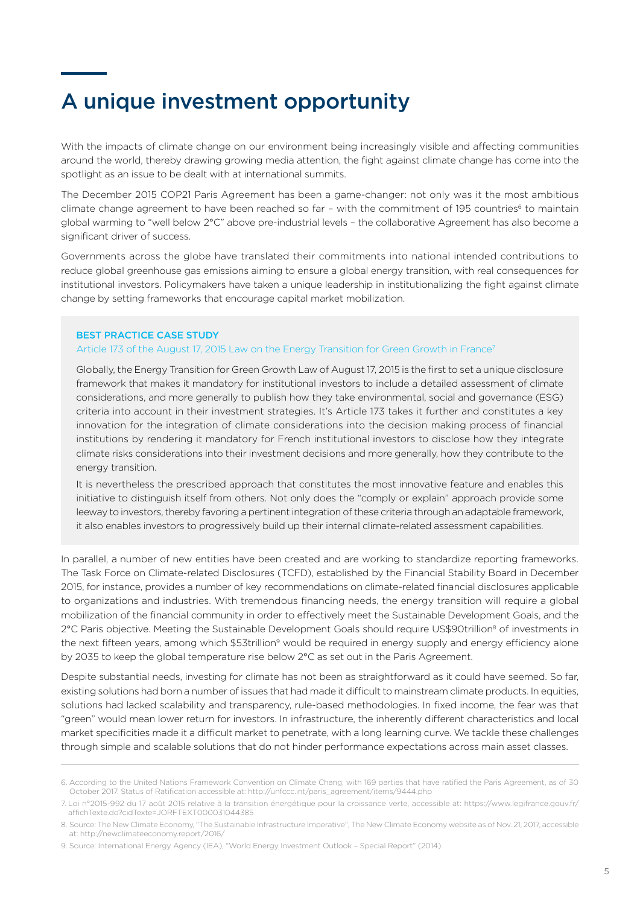# A unique investment opportunity

With the impacts of climate change on our environment being increasingly visible and affecting communities around the world, thereby drawing growing media attention, the fight against climate change has come into the spotlight as an issue to be dealt with at international summits.

The December 2015 COP21 Paris Agreement has been a game-changer: not only was it the most ambitious climate change agreement to have been reached so far – with the commitment of 195 countries[6] to maintain global warming to "well below 2°C" above pre-industrial levels – the collaborative Agreement has also become a significant driver of success.

Governments across the globe have translated their commitments into national intended contributions to reduce global greenhouse gas emissions aiming to ensure a global energy transition, with real consequences for institutional investors. Policymakers have taken a unique leadership in institutionalizing the fight against climate change by setting frameworks that encourage capital market mobilization.

**BEST PRACTICE CASE STUDY**

Article 173 of the August 17, 2015 Law on the Energy Transition for Green Growth in France[7]

Globally, the Energy Transition for Green Growth Law of August 17, 2015 is the first to set a unique disclosure framework that makes it mandatory for institutional investors to include a detailed assessment of climate considerations, and more generally to publish how they take environmental, social and governance (ESG) criteria into account in their investment strategies. It's Article 173 takes it further and constitutes a key innovation for the integration of climate considerations into the decision making process of financial institutions by rendering it mandatory for French institutional investors to disclose how they integrate climate risks considerations into their investment decisions and more generally, how they contribute to the energy transition.

It is nevertheless the prescribed approach that constitutes the most innovative feature and enables this initiative to distinguish itself from others. Not only does the "comply or explain" approach provide some leeway to investors, thereby favoring a pertinent integration of these criteria through an adaptable framework, it also enables investors to progressively build up their internal climate-related assessment capabilities.

In parallel, a number of new entities have been created and are working to standardize reporting frameworks. The Task Force on Climate-related Disclosures (TCFD), established by the Financial Stability Board in December 2015, for instance, provides a number of key recommendations on climate-related financial disclosures applicable to organizations and industries. With tremendous financing needs, the energy transition will require a global mobilization of the financial community in order to effectively meet the Sustainable Development Goals, and the 2°C Paris objective. Meeting the Sustainable Development Goals should require US$90trillion[8] of investments in the next fifteen years, among which $53trillion[9] would be required in energy supply and energy efficiency alone by 2035 to keep the global temperature rise below 2°C as set out in the Paris Agreement.

Despite substantial needs, investing for climate has not been as straightforward as it could have seemed. So far, existing solutions had born a number of issues that had made it difficult to mainstream climate products. In equities, solutions had lacked scalability and transparency, rule-based methodologies. In fixed income, the fear was that "green" would mean lower return for investors. In infrastructure, the inherently different characteristics and local market specificities made it a difficult market to penetrate, with a long learning curve. We tackle these challenges through simple and scalable solutions that do not hinder performance expectations across main asset classes.

6. According to the United Nations Framework Convention on Climate Chang, with 169 parties that have ratified the Paris Agreement, as of 30 October 2017. Status of Ratification accessible at: http://unfccc.int/paris_agreement/items/9444.php

7. Loi n°2015-992 du 17 août 2015 relative à la transition énergétique pour la croissance verte, accessible at: https://www.legifrance.gouv.fr/affichTexte.do?cidTexte=JORFTEXT000031044385

8. Source: The New Climate Economy, "The Sustainable Infrastructure Imperative", The New Climate Economy website as of Nov. 21, 2017, accessible at: http://newclimateeconomy.report/2016/

9. Source: International Energy Agency (IEA), "World Energy Investment Outlook – Special Report" (2014).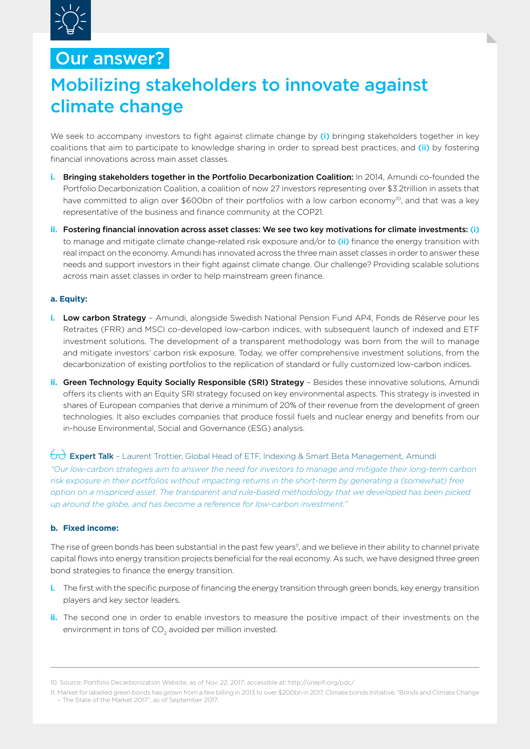## Our answer?

# Mobilizing stakeholders to innovate against climate change

We seek to accompany investors to fight against climate change by **(i)** bringing stakeholders together in key coalitions that aim to participate to knowledge sharing in order to spread best practices, and **(ii)** by fostering financial innovations across main asset classes.

**i.** **Bringing stakeholders together in the Portfolio Decarbonization Coalition:** In 2014, Amundi co-founded the Portfolio Decarbonization Coalition, a coalition of now 27 investors representing over $3.2trillion in assets that have committed to align over $600bn of their portfolios with a low carbon economy[10], and that was a key representative of the business and finance community at the COP21.

**ii.** **Fostering financial innovation across asset classes: We see two key motivations for climate investments: (i)** to manage and mitigate climate change-related risk exposure and/or to **(ii)** finance the energy transition with real impact on the economy. Amundi has innovated across the three main asset classes in order to answer these needs and support investors in their fight against climate change. Our challenge? Providing scalable solutions across main asset classes in order to help mainstream green finance.

**a. Equity:**

**i.** **Low carbon Strategy** – Amundi, alongside Swedish National Pension Fund AP4, Fonds de Réserve pour les Retraites (FRR) and MSCI co-developed low-carbon indices, with subsequent launch of indexed and ETF investment solutions. The development of a transparent methodology was born from the will to manage and mitigate investors' carbon risk exposure. Today, we offer comprehensive investment solutions, from the decarbonization of existing portfolios to the replication of standard or fully customized low-carbon indices.

**ii.** **Green Technology Equity Socially Responsible (SRI) Strategy** – Besides these innovative solutions, Amundi offers its clients with an Equity SRI strategy focused on key environmental aspects. This strategy is invested in shares of European companies that derive a minimum of 20% of their revenue from the development of green technologies. It also excludes companies that produce fossil fuels and nuclear energy and benefits from our in-house Environmental, Social and Governance (ESG) analysis.

**Expert Talk** – Laurent Trottier, Global Head of ETF, Indexing & Smart Beta Management, Amundi

*"Our low-carbon strategies aim to answer the need for investors to manage and mitigate their long-term carbon risk exposure in their portfolios without impacting returns in the short-term by generating a (somewhat) free option on a mispriced asset. The transparent and rule-based methodology that we developed has been picked up around the globe, and has become a reference for low-carbon investment."*

**b. Fixed income:**

The rise of green bonds has been substantial in the past few years[11], and we believe in their ability to channel private capital flows into energy transition projects beneficial for the real economy. As such, we have designed three green bond strategies to finance the energy transition.

**i.** The first with the specific purpose of financing the energy transition through green bonds, key energy transition players and key sector leaders.

**ii.** The second one in order to enable investors to measure the positive impact of their investments on the environment in tons of $CO_2$ avoided per million invested.

---

10. Source: Portfolio Decarbonization Website, as of Nov. 22, 2017; accessible at: http://unepfi.org/pdc/

11. Market for labelled green bonds has grown from a few billing in 2013 to over $200bn in 2017, Climate bonds Initiative, "Bonds and Climate Change – The State of the Market 2017", as of September 2017.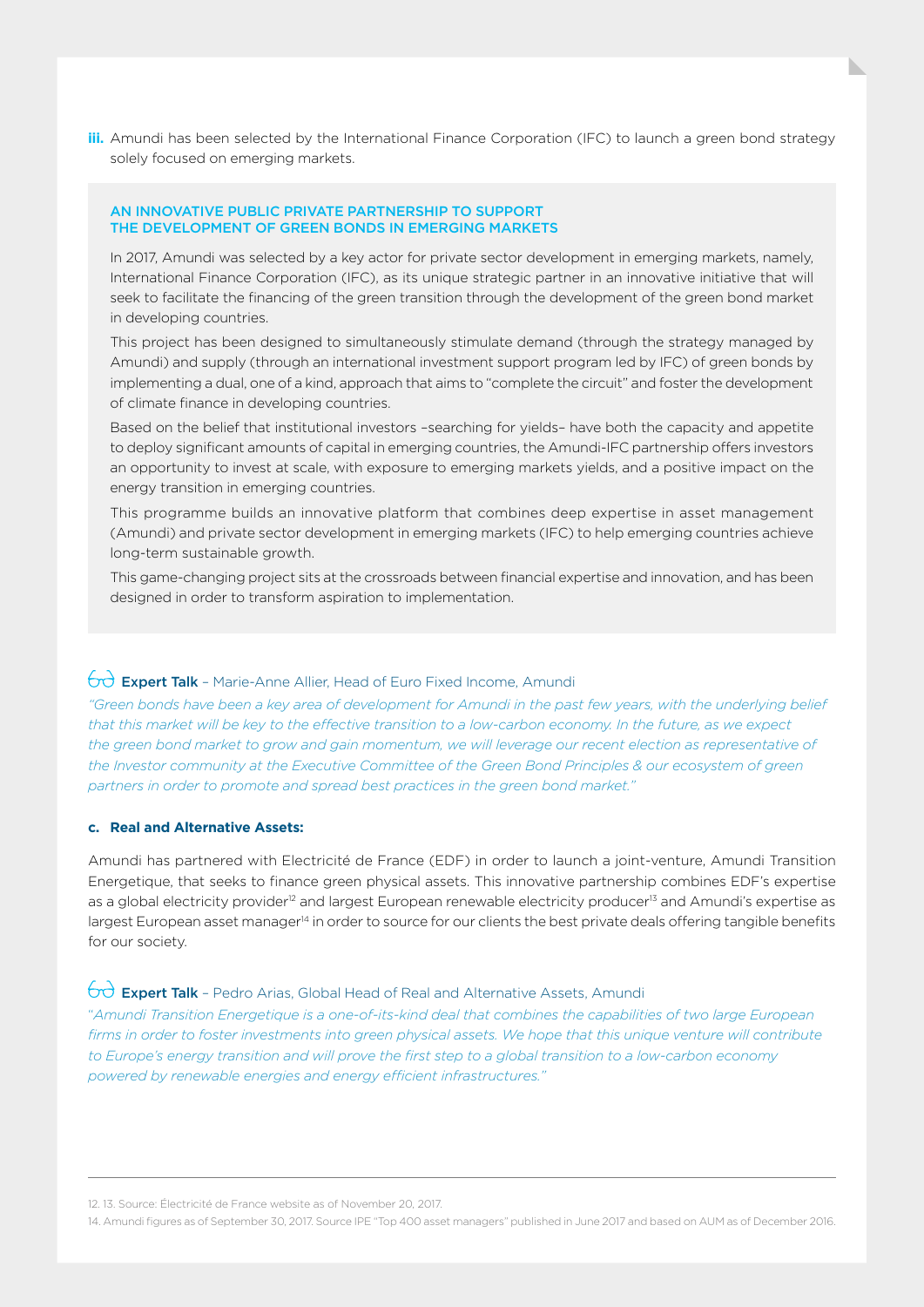**iii.** Amundi has been selected by the International Finance Corporation (IFC) to launch a green bond strategy solely focused on emerging markets.

### AN INNOVATIVE PUBLIC PRIVATE PARTNERSHIP TO SUPPORT THE DEVELOPMENT OF GREEN BONDS IN EMERGING MARKETS

In 2017, Amundi was selected by a key actor for private sector development in emerging markets, namely, International Finance Corporation (IFC), as its unique strategic partner in an innovative initiative that will seek to facilitate the financing of the green transition through the development of the green bond market in developing countries.

This project has been designed to simultaneously stimulate demand (through the strategy managed by Amundi) and supply (through an international investment support program led by IFC) of green bonds by implementing a dual, one of a kind, approach that aims to "complete the circuit" and foster the development of climate finance in developing countries.

Based on the belief that institutional investors –searching for yields– have both the capacity and appetite to deploy significant amounts of capital in emerging countries, the Amundi-IFC partnership offers investors an opportunity to invest at scale, with exposure to emerging markets yields, and a positive impact on the energy transition in emerging countries.

This programme builds an innovative platform that combines deep expertise in asset management (Amundi) and private sector development in emerging markets (IFC) to help emerging countries achieve long-term sustainable growth.

This game-changing project sits at the crossroads between financial expertise and innovation, and has been designed in order to transform aspiration to implementation.

**Expert Talk** – Marie-Anne Allier, Head of Euro Fixed Income, Amundi

*"Green bonds have been a key area of development for Amundi in the past few years, with the underlying belief that this market will be key to the effective transition to a low-carbon economy. In the future, as we expect the green bond market to grow and gain momentum, we will leverage our recent election as representative of the Investor community at the Executive Committee of the Green Bond Principles & our ecosystem of green partners in order to promote and spread best practices in the green bond market."*

#### c. Real and Alternative Assets:

Amundi has partnered with Electricité de France (EDF) in order to launch a joint-venture, Amundi Transition Energetique, that seeks to finance green physical assets. This innovative partnership combines EDF's expertise as a global electricity provider[12] and largest European renewable electricity producer[13] and Amundi's expertise as largest European asset manager[14] in order to source for our clients the best private deals offering tangible benefits for our society.

**Expert Talk** – Pedro Arias, Global Head of Real and Alternative Assets, Amundi

*"Amundi Transition Energetique is a one-of-its-kind deal that combines the capabilities of two large European firms in order to foster investments into green physical assets. We hope that this unique venture will contribute to Europe's energy transition and will prove the first step to a global transition to a low-carbon economy powered by renewable energies and energy efficient infrastructures."*

---

12. 13. Source: Électricité de France website as of November 20, 2017.

14. Amundi figures as of September 30, 2017. Source IPE "Top 400 asset managers" published in June 2017 and based on AUM as of December 2016.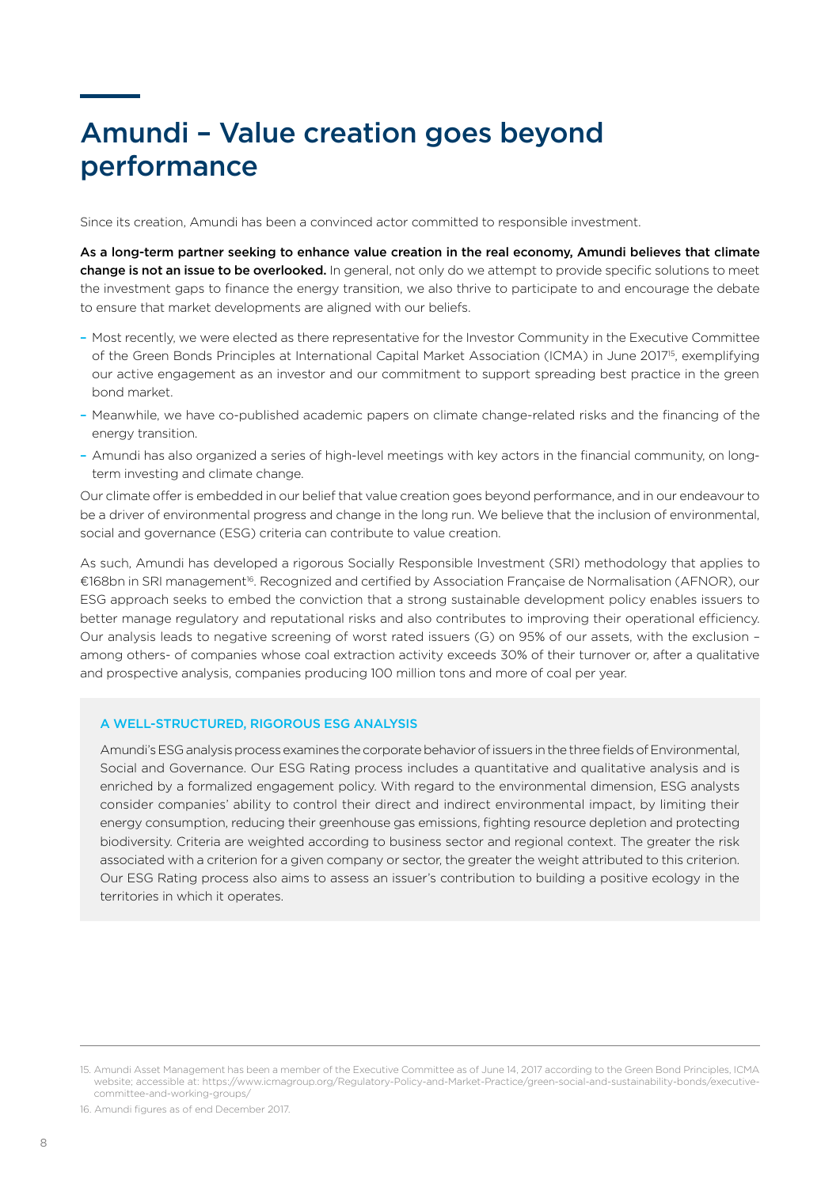# Amundi – Value creation goes beyond performance

Since its creation, Amundi has been a convinced actor committed to responsible investment.

**As a long-term partner seeking to enhance value creation in the real economy, Amundi believes that climate change is not an issue to be overlooked.** In general, not only do we attempt to provide specific solutions to meet the investment gaps to finance the energy transition, we also thrive to participate to and encourage the debate to ensure that market developments are aligned with our beliefs.

- Most recently, we were elected as there representative for the Investor Community in the Executive Committee of the Green Bonds Principles at International Capital Market Association (ICMA) in June 2017[15], exemplifying our active engagement as an investor and our commitment to support spreading best practice in the green bond market.
- Meanwhile, we have co-published academic papers on climate change-related risks and the financing of the energy transition.
- Amundi has also organized a series of high-level meetings with key actors in the financial community, on long-term investing and climate change.

Our climate offer is embedded in our belief that value creation goes beyond performance, and in our endeavour to be a driver of environmental progress and change in the long run. We believe that the inclusion of environmental, social and governance (ESG) criteria can contribute to value creation.

As such, Amundi has developed a rigorous Socially Responsible Investment (SRI) methodology that applies to €168bn in SRI management[16]. Recognized and certified by Association Française de Normalisation (AFNOR), our ESG approach seeks to embed the conviction that a strong sustainable development policy enables issuers to better manage regulatory and reputational risks and also contributes to improving their operational efficiency. Our analysis leads to negative screening of worst rated issuers (G) on 95% of our assets, with the exclusion – among others- of companies whose coal extraction activity exceeds 30% of their turnover or, after a qualitative and prospective analysis, companies producing 100 million tons and more of coal per year.

### A WELL-STRUCTURED, RIGOROUS ESG ANALYSIS

Amundi's ESG analysis process examines the corporate behavior of issuers in the three fields of Environmental, Social and Governance. Our ESG Rating process includes a quantitative and qualitative analysis and is enriched by a formalized engagement policy. With regard to the environmental dimension, ESG analysts consider companies' ability to control their direct and indirect environmental impact, by limiting their energy consumption, reducing their greenhouse gas emissions, fighting resource depletion and protecting biodiversity. Criteria are weighted according to business sector and regional context. The greater the risk associated with a criterion for a given company or sector, the greater the weight attributed to this criterion. Our ESG Rating process also aims to assess an issuer's contribution to building a positive ecology in the territories in which it operates.

---

15. Amundi Asset Management has been a member of the Executive Committee as of June 14, 2017 according to the Green Bond Principles, ICMA website; accessible at: https://www.icmagroup.org/Regulatory-Policy-and-Market-Practice/green-social-and-sustainability-bonds/executive-committee-and-working-groups/

16. Amundi figures as of end December 2017.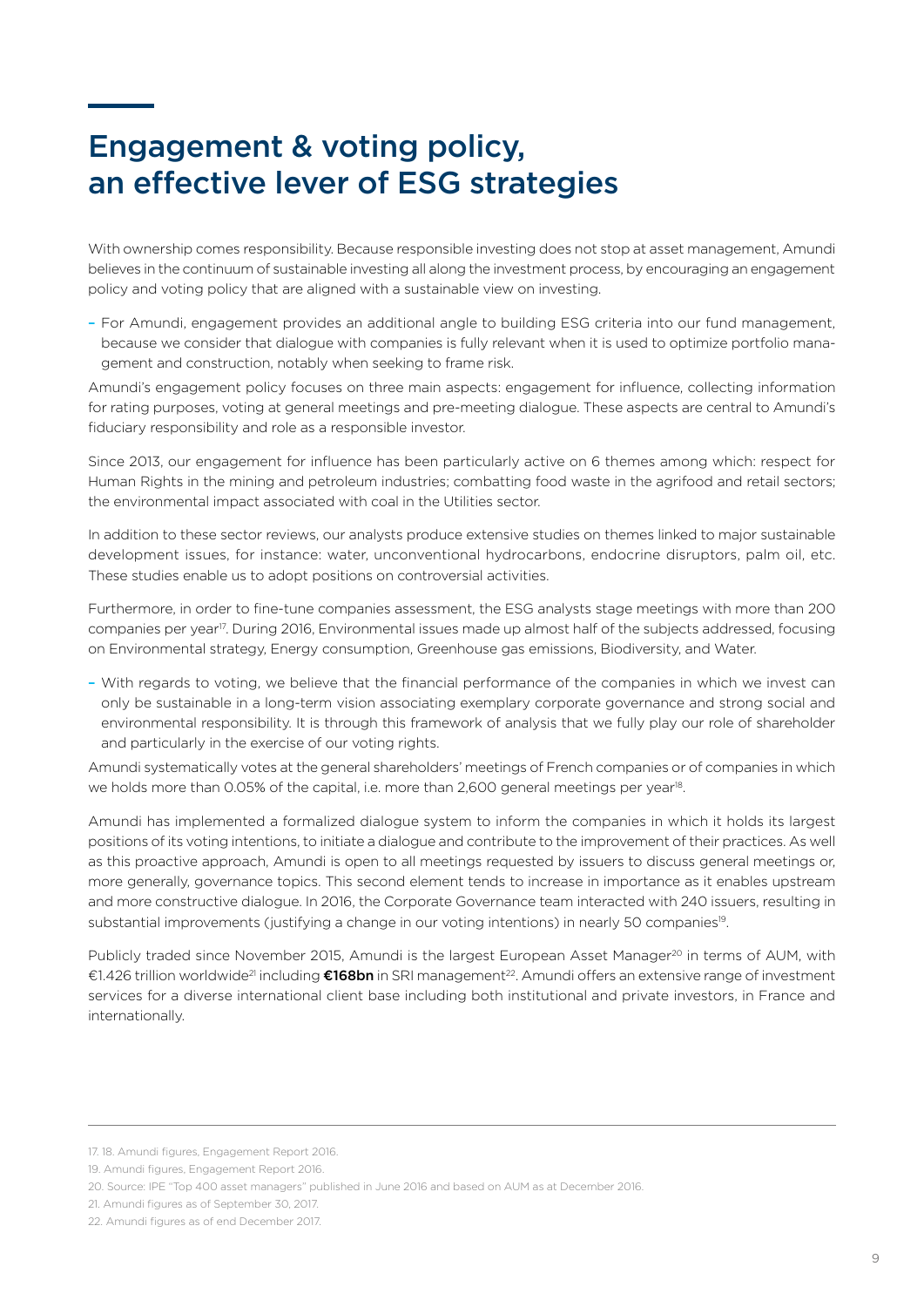# Engagement & voting policy, an effective lever of ESG strategies

With ownership comes responsibility. Because responsible investing does not stop at asset management, Amundi believes in the continuum of sustainable investing all along the investment process, by encouraging an engagement policy and voting policy that are aligned with a sustainable view on investing.

- For Amundi, engagement provides an additional angle to building ESG criteria into our fund management, because we consider that dialogue with companies is fully relevant when it is used to optimize portfolio management and construction, notably when seeking to frame risk.

Amundi's engagement policy focuses on three main aspects: engagement for influence, collecting information for rating purposes, voting at general meetings and pre-meeting dialogue. These aspects are central to Amundi's fiduciary responsibility and role as a responsible investor.

Since 2013, our engagement for influence has been particularly active on 6 themes among which: respect for Human Rights in the mining and petroleum industries; combatting food waste in the agrifood and retail sectors; the environmental impact associated with coal in the Utilities sector.

In addition to these sector reviews, our analysts produce extensive studies on themes linked to major sustainable development issues, for instance: water, unconventional hydrocarbons, endocrine disruptors, palm oil, etc. These studies enable us to adopt positions on controversial activities.

Furthermore, in order to fine-tune companies assessment, the ESG analysts stage meetings with more than 200 companies per year[17]. During 2016, Environmental issues made up almost half of the subjects addressed, focusing on Environmental strategy, Energy consumption, Greenhouse gas emissions, Biodiversity, and Water.

- With regards to voting, we believe that the financial performance of the companies in which we invest can only be sustainable in a long-term vision associating exemplary corporate governance and strong social and environmental responsibility. It is through this framework of analysis that we fully play our role of shareholder and particularly in the exercise of our voting rights.

Amundi systematically votes at the general shareholders' meetings of French companies or of companies in which we holds more than 0.05% of the capital, i.e. more than 2,600 general meetings per year[18].

Amundi has implemented a formalized dialogue system to inform the companies in which it holds its largest positions of its voting intentions, to initiate a dialogue and contribute to the improvement of their practices. As well as this proactive approach, Amundi is open to all meetings requested by issuers to discuss general meetings or, more generally, governance topics. This second element tends to increase in importance as it enables upstream and more constructive dialogue. In 2016, the Corporate Governance team interacted with 240 issuers, resulting in substantial improvements (justifying a change in our voting intentions) in nearly 50 companies[19].

Publicly traded since November 2015, Amundi is the largest European Asset Manager[20] in terms of AUM, with €1.426 trillion worldwide[21] including **€168bn** in SRI management[22]. Amundi offers an extensive range of investment services for a diverse international client base including both institutional and private investors, in France and internationally.

---

17. 18. Amundi figures, Engagement Report 2016.

19. Amundi figures, Engagement Report 2016.

20. Source: IPE "Top 400 asset managers" published in June 2016 and based on AUM as at December 2016.

21. Amundi figures as of September 30, 2017.

22. Amundi figures as of end December 2017.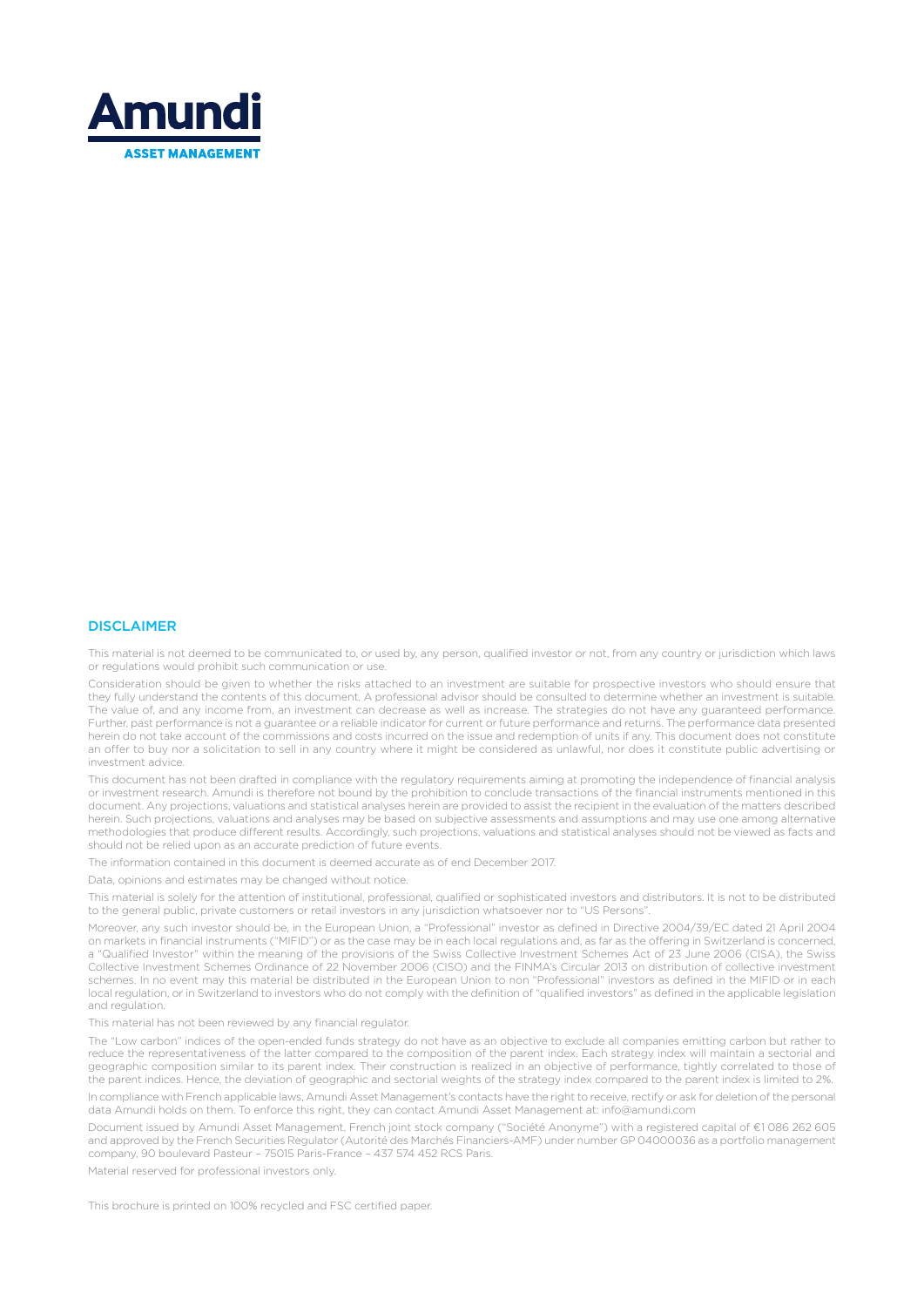# Amundi

ASSET MANAGEMENT

## DISCLAIMER

This material is not deemed to be communicated to, or used by, any person, qualified investor or not, from any country or jurisdiction which laws or regulations would prohibit such communication or use.

Consideration should be given to whether the risks attached to an investment are suitable for prospective investors who should ensure that they fully understand the contents of this document. A professional advisor should be consulted to determine whether an investment is suitable. The value of, and any income from, an investment can decrease as well as increase. The strategies do not have any guaranteed performance. Further, past performance is not a guarantee or a reliable indicator for current or future performance and returns. The performance data presented herein do not take account of the commissions and costs incurred on the issue and redemption of units if any. This document does not constitute an offer to buy nor a solicitation to sell in any country where it might be considered as unlawful, nor does it constitute public advertising or investment advice.

This document has not been drafted in compliance with the regulatory requirements aiming at promoting the independence of financial analysis or investment research. Amundi is therefore not bound by the prohibition to conclude transactions of the financial instruments mentioned in this document. Any projections, valuations and statistical analyses herein are provided to assist the recipient in the evaluation of the matters described herein. Such projections, valuations and analyses may be based on subjective assessments and assumptions and may use one among alternative methodologies that produce different results. Accordingly, such projections, valuations and statistical analyses should not be viewed as facts and should not be relied upon as an accurate prediction of future events.

The information contained in this document is deemed accurate as of end December 2017.

Data, opinions and estimates may be changed without notice.

This material is solely for the attention of institutional, professional, qualified or sophisticated investors and distributors. It is not to be distributed to the general public, private customers or retail investors in any jurisdiction whatsoever nor to "US Persons".

Moreover, any such investor should be, in the European Union, a "Professional" investor as defined in Directive 2004/39/EC dated 21 April 2004 on markets in financial instruments ("MIFID") or as the case may be in each local regulations and, as far as the offering in Switzerland is concerned, a "Qualified Investor" within the meaning of the provisions of the Swiss Collective Investment Schemes Act of 23 June 2006 (CISA), the Swiss Collective Investment Schemes Ordinance of 22 November 2006 (CISO) and the FINMA's Circular 2013 on distribution of collective investment schemes. In no event may this material be distributed in the European Union to non "Professional" investors as defined in the MIFID or in each local regulation, or in Switzerland to investors who do not comply with the definition of "qualified investors" as defined in the applicable legislation and regulation.

This material has not been reviewed by any financial regulator.

The "Low carbon" indices of the open-ended funds strategy do not have as an objective to exclude all companies emitting carbon but rather to reduce the representativeness of the latter compared to the composition of the parent index. Each strategy index will maintain a sectorial and geographic composition similar to its parent index. Their construction is realized in an objective of performance, tightly correlated to those of the parent indices. Hence, the deviation of geographic and sectorial weights of the strategy index compared to the parent index is limited to 2%.

In compliance with French applicable laws, Amundi Asset Management's contacts have the right to receive, rectify or ask for deletion of the personal data Amundi holds on them. To enforce this right, they can contact Amundi Asset Management at: info@amundi.com

Document issued by Amundi Asset Management, French joint stock company ("Société Anonyme") with a registered capital of €1 086 262 605 and approved by the French Securities Regulator (Autorité des Marchés Financiers-AMF) under number GP 04000036 as a portfolio management company, 90 boulevard Pasteur – 75015 Paris-France – 437 574 452 RCS Paris.

Material reserved for professional investors only.

This brochure is printed on 100% recycled and FSC certified paper.